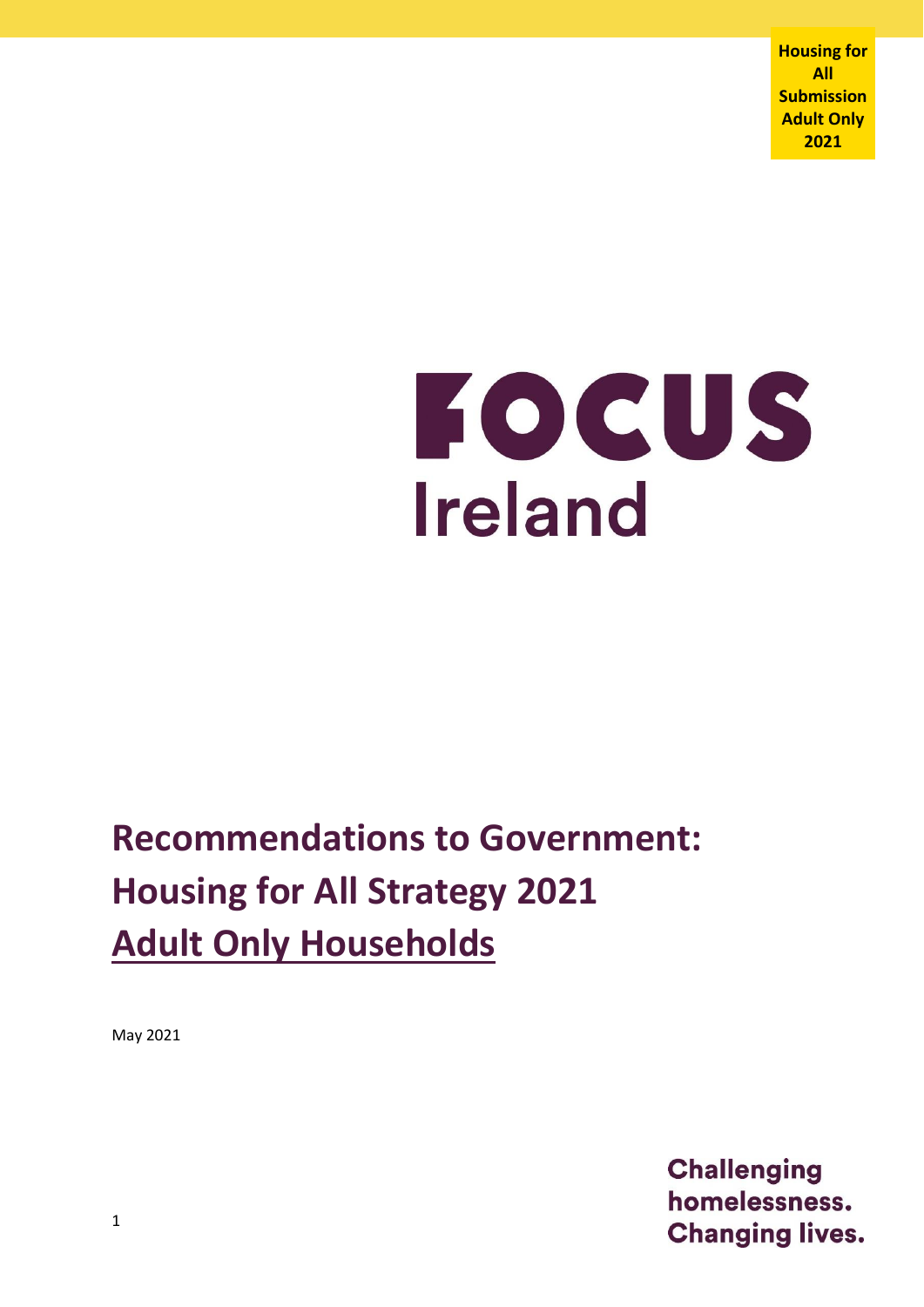**Housing for All Submission Adult Only 2021**

FOCUS Ireland

# Recommendations to Government: Housing for All Strategy 2021 Adult Only Households

May 2021

Challenging homelessness. Changing lives.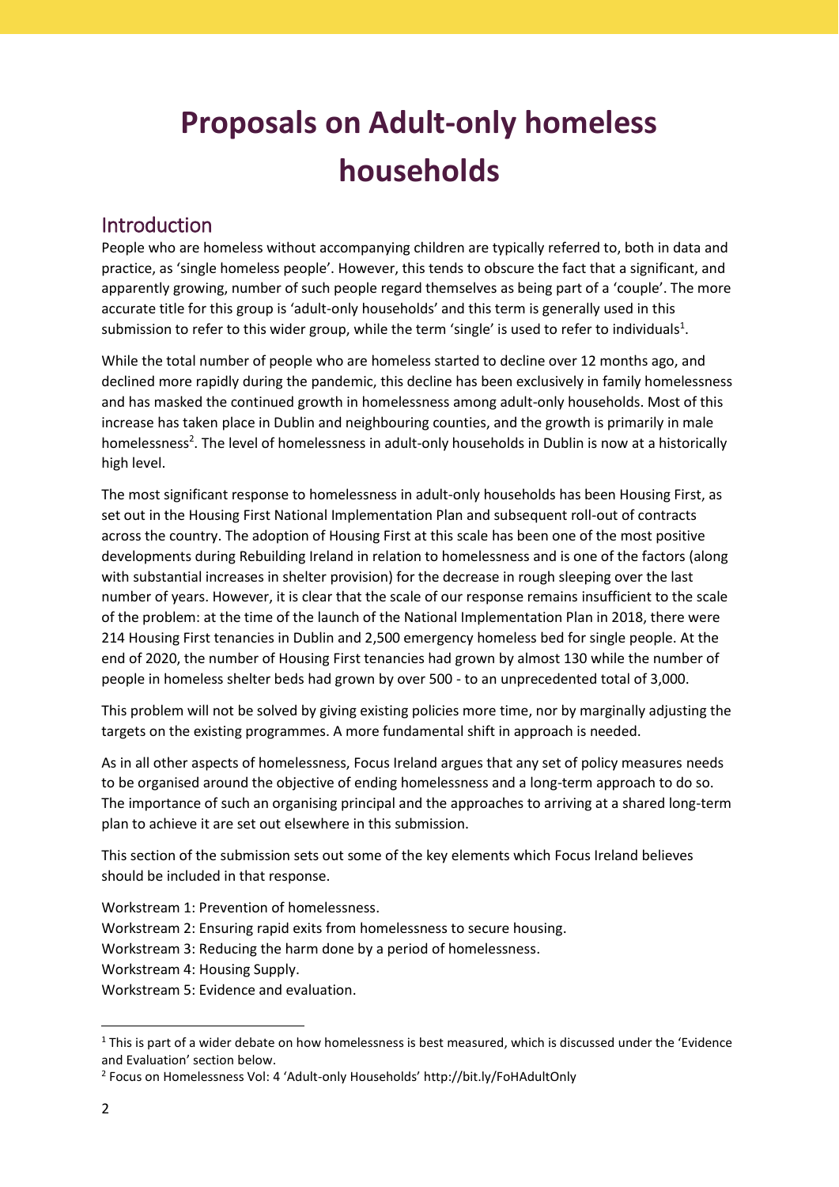# Proposals on Adult-only homeless households

## Introduction

People who are homeless without accompanying children are typically referred to, both in data and practice, as 'single homeless people'. However, this tends to obscure the fact that a significant, and apparently growing, number of such people regard themselves as being part of a 'couple'. The more accurate title for this group is 'adult-only households' and this term is generally used in this submission to refer to this wider group, while the term 'single' is used to refer to individuals[1].

While the total number of people who are homeless started to decline over 12 months ago, and declined more rapidly during the pandemic, this decline has been exclusively in family homelessness and has masked the continued growth in homelessness among adult-only households. Most of this increase has taken place in Dublin and neighbouring counties, and the growth is primarily in male homelessness[2]. The level of homelessness in adult-only households in Dublin is now at a historically high level.

The most significant response to homelessness in adult-only households has been Housing First, as set out in the Housing First National Implementation Plan and subsequent roll-out of contracts across the country. The adoption of Housing First at this scale has been one of the most positive developments during Rebuilding Ireland in relation to homelessness and is one of the factors (along with substantial increases in shelter provision) for the decrease in rough sleeping over the last number of years. However, it is clear that the scale of our response remains insufficient to the scale of the problem: at the time of the launch of the National Implementation Plan in 2018, there were 214 Housing First tenancies in Dublin and 2,500 emergency homeless bed for single people. At the end of 2020, the number of Housing First tenancies had grown by almost 130 while the number of people in homeless shelter beds had grown by over 500 - to an unprecedented total of 3,000.

This problem will not be solved by giving existing policies more time, nor by marginally adjusting the targets on the existing programmes. A more fundamental shift in approach is needed.

As in all other aspects of homelessness, Focus Ireland argues that any set of policy measures needs to be organised around the objective of ending homelessness and a long-term approach to do so. The importance of such an organising principal and the approaches to arriving at a shared long-term plan to achieve it are set out elsewhere in this submission.

This section of the submission sets out some of the key elements which Focus Ireland believes should be included in that response.

Workstream 1: Prevention of homelessness.
Workstream 2: Ensuring rapid exits from homelessness to secure housing.
Workstream 3: Reducing the harm done by a period of homelessness.
Workstream 4: Housing Supply.
Workstream 5: Evidence and evaluation.

---

[1] This is part of a wider debate on how homelessness is best measured, which is discussed under the 'Evidence and Evaluation' section below.

[2] Focus on Homelessness Vol: 4 'Adult-only Households' http://bit.ly/FoHAdultOnly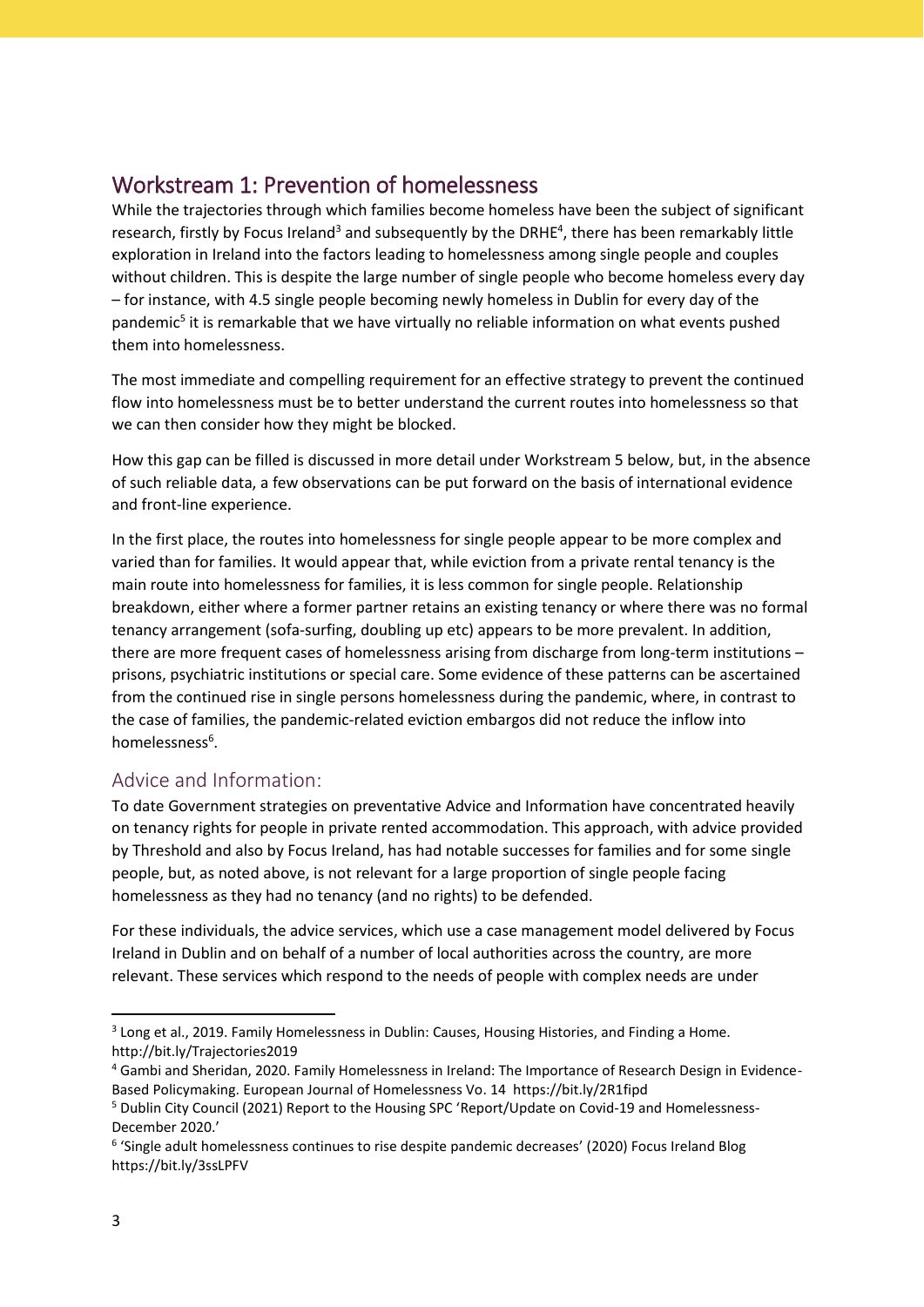## Workstream 1: Prevention of homelessness

While the trajectories through which families become homeless have been the subject of significant research, firstly by Focus Ireland[3] and subsequently by the DRHE[4], there has been remarkably little exploration in Ireland into the factors leading to homelessness among single people and couples without children. This is despite the large number of single people who become homeless every day – for instance, with 4.5 single people becoming newly homeless in Dublin for every day of the pandemic[5] it is remarkable that we have virtually no reliable information on what events pushed them into homelessness.

The most immediate and compelling requirement for an effective strategy to prevent the continued flow into homelessness must be to better understand the current routes into homelessness so that we can then consider how they might be blocked.

How this gap can be filled is discussed in more detail under Workstream 5 below, but, in the absence of such reliable data, a few observations can be put forward on the basis of international evidence and front-line experience.

In the first place, the routes into homelessness for single people appear to be more complex and varied than for families. It would appear that, while eviction from a private rental tenancy is the main route into homelessness for families, it is less common for single people. Relationship breakdown, either where a former partner retains an existing tenancy or where there was no formal tenancy arrangement (sofa-surfing, doubling up etc) appears to be more prevalent. In addition, there are more frequent cases of homelessness arising from discharge from long-term institutions – prisons, psychiatric institutions or special care. Some evidence of these patterns can be ascertained from the continued rise in single persons homelessness during the pandemic, where, in contrast to the case of families, the pandemic-related eviction embargos did not reduce the inflow into homelessness[6].

### Advice and Information:

To date Government strategies on preventative Advice and Information have concentrated heavily on tenancy rights for people in private rented accommodation. This approach, with advice provided by Threshold and also by Focus Ireland, has had notable successes for families and for some single people, but, as noted above, is not relevant for a large proportion of single people facing homelessness as they had no tenancy (and no rights) to be defended.

For these individuals, the advice services, which use a case management model delivered by Focus Ireland in Dublin and on behalf of a number of local authorities across the country, are more relevant. These services which respond to the needs of people with complex needs are under

---

[3] Long et al., 2019. Family Homelessness in Dublin: Causes, Housing Histories, and Finding a Home. http://bit.ly/Trajectories2019

[4] Gambi and Sheridan, 2020. Family Homelessness in Ireland: The Importance of Research Design in Evidence-Based Policymaking. European Journal of Homelessness Vo. 14 https://bit.ly/2R1fipd

[5] Dublin City Council (2021) Report to the Housing SPC 'Report/Update on Covid-19 and Homelessness-December 2020.'

[6] 'Single adult homelessness continues to rise despite pandemic decreases' (2020) Focus Ireland Blog https://bit.ly/3ssLPFV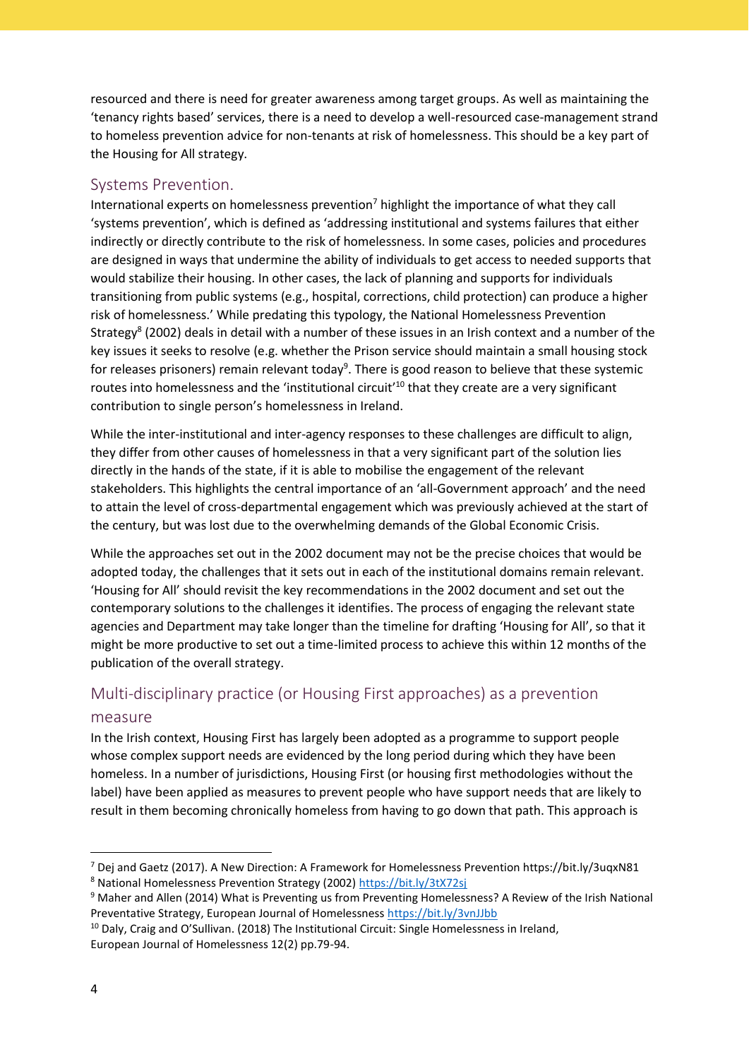resourced and there is need for greater awareness among target groups. As well as maintaining the 'tenancy rights based' services, there is a need to develop a well-resourced case-management strand to homeless prevention advice for non-tenants at risk of homelessness. This should be a key part of the Housing for All strategy.

## Systems Prevention.

International experts on homelessness prevention[7] highlight the importance of what they call 'systems prevention', which is defined as 'addressing institutional and systems failures that either indirectly or directly contribute to the risk of homelessness. In some cases, policies and procedures are designed in ways that undermine the ability of individuals to get access to needed supports that would stabilize their housing. In other cases, the lack of planning and supports for individuals transitioning from public systems (e.g., hospital, corrections, child protection) can produce a higher risk of homelessness.' While predating this typology, the National Homelessness Prevention Strategy[8] (2002) deals in detail with a number of these issues in an Irish context and a number of the key issues it seeks to resolve (e.g. whether the Prison service should maintain a small housing stock for releases prisoners) remain relevant today[9]. There is good reason to believe that these systemic routes into homelessness and the 'institutional circuit'[10] that they create are a very significant contribution to single person's homelessness in Ireland.

While the inter-institutional and inter-agency responses to these challenges are difficult to align, they differ from other causes of homelessness in that a very significant part of the solution lies directly in the hands of the state, if it is able to mobilise the engagement of the relevant stakeholders. This highlights the central importance of an 'all-Government approach' and the need to attain the level of cross-departmental engagement which was previously achieved at the start of the century, but was lost due to the overwhelming demands of the Global Economic Crisis.

While the approaches set out in the 2002 document may not be the precise choices that would be adopted today, the challenges that it sets out in each of the institutional domains remain relevant. 'Housing for All' should revisit the key recommendations in the 2002 document and set out the contemporary solutions to the challenges it identifies. The process of engaging the relevant state agencies and Department may take longer than the timeline for drafting 'Housing for All', so that it might be more productive to set out a time-limited process to achieve this within 12 months of the publication of the overall strategy.

## Multi-disciplinary practice (or Housing First approaches) as a prevention measure

In the Irish context, Housing First has largely been adopted as a programme to support people whose complex support needs are evidenced by the long period during which they have been homeless. In a number of jurisdictions, Housing First (or housing first methodologies without the label) have been applied as measures to prevent people who have support needs that are likely to result in them becoming chronically homeless from having to go down that path. This approach is

---

[7] Dej and Gaetz (2017). A New Direction: A Framework for Homelessness Prevention https://bit.ly/3uqxN81

[8] National Homelessness Prevention Strategy (2002) https://bit.ly/3tX72sj

[9] Maher and Allen (2014) What is Preventing us from Preventing Homelessness? A Review of the Irish National Preventative Strategy, European Journal of Homelessness https://bit.ly/3vnJJbb

[10] Daly, Craig and O'Sullivan. (2018) The Institutional Circuit: Single Homelessness in Ireland, European Journal of Homelessness 12(2) pp.79-94.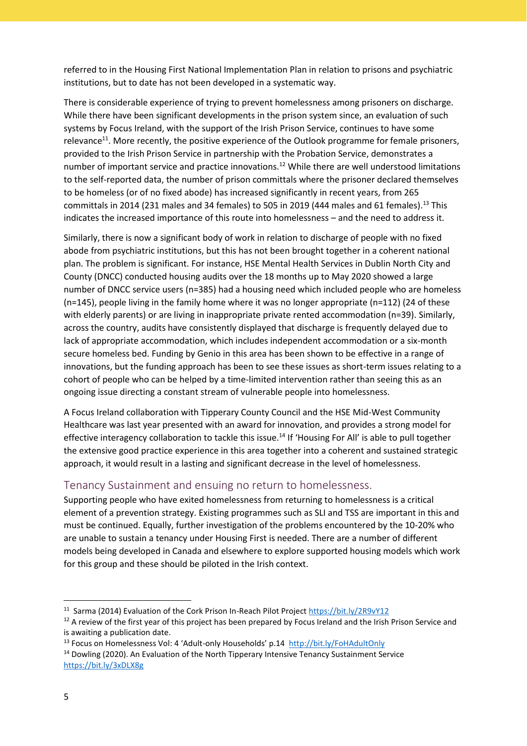referred to in the Housing First National Implementation Plan in relation to prisons and psychiatric institutions, but to date has not been developed in a systematic way.

There is considerable experience of trying to prevent homelessness among prisoners on discharge. While there have been significant developments in the prison system since, an evaluation of such systems by Focus Ireland, with the support of the Irish Prison Service, continues to have some relevance[11]. More recently, the positive experience of the Outlook programme for female prisoners, provided to the Irish Prison Service in partnership with the Probation Service, demonstrates a number of important service and practice innovations.[12] While there are well understood limitations to the self-reported data, the number of prison committals where the prisoner declared themselves to be homeless (or of no fixed abode) has increased significantly in recent years, from 265 committals in 2014 (231 males and 34 females) to 505 in 2019 (444 males and 61 females).[13] This indicates the increased importance of this route into homelessness – and the need to address it.

Similarly, there is now a significant body of work in relation to discharge of people with no fixed abode from psychiatric institutions, but this has not been brought together in a coherent national plan. The problem is significant. For instance, HSE Mental Health Services in Dublin North City and County (DNCC) conducted housing audits over the 18 months up to May 2020 showed a large number of DNCC service users (n=385) had a housing need which included people who are homeless (n=145), people living in the family home where it was no longer appropriate (n=112) (24 of these with elderly parents) or are living in inappropriate private rented accommodation (n=39). Similarly, across the country, audits have consistently displayed that discharge is frequently delayed due to lack of appropriate accommodation, which includes independent accommodation or a six-month secure homeless bed. Funding by Genio in this area has been shown to be effective in a range of innovations, but the funding approach has been to see these issues as short-term issues relating to a cohort of people who can be helped by a time-limited intervention rather than seeing this as an ongoing issue directing a constant stream of vulnerable people into homelessness.

A Focus Ireland collaboration with Tipperary County Council and the HSE Mid-West Community Healthcare was last year presented with an award for innovation, and provides a strong model for effective interagency collaboration to tackle this issue.[14] If 'Housing For All' is able to pull together the extensive good practice experience in this area together into a coherent and sustained strategic approach, it would result in a lasting and significant decrease in the level of homelessness.

## Tenancy Sustainment and ensuing no return to homelessness.

Supporting people who have exited homelessness from returning to homelessness is a critical element of a prevention strategy. Existing programmes such as SLI and TSS are important in this and must be continued. Equally, further investigation of the problems encountered by the 10-20% who are unable to sustain a tenancy under Housing First is needed. There are a number of different models being developed in Canada and elsewhere to explore supported housing models which work for this group and these should be piloted in the Irish context.

---

[11] Sarma (2014) Evaluation of the Cork Prison In-Reach Pilot Project https://bit.ly/2R9vY12

[12] A review of the first year of this project has been prepared by Focus Ireland and the Irish Prison Service and is awaiting a publication date.

[13] Focus on Homelessness Vol: 4 'Adult-only Households' p.14 http://bit.ly/FoHAdultOnly

[14] Dowling (2020). An Evaluation of the North Tipperary Intensive Tenancy Sustainment Service https://bit.ly/3xDLX8g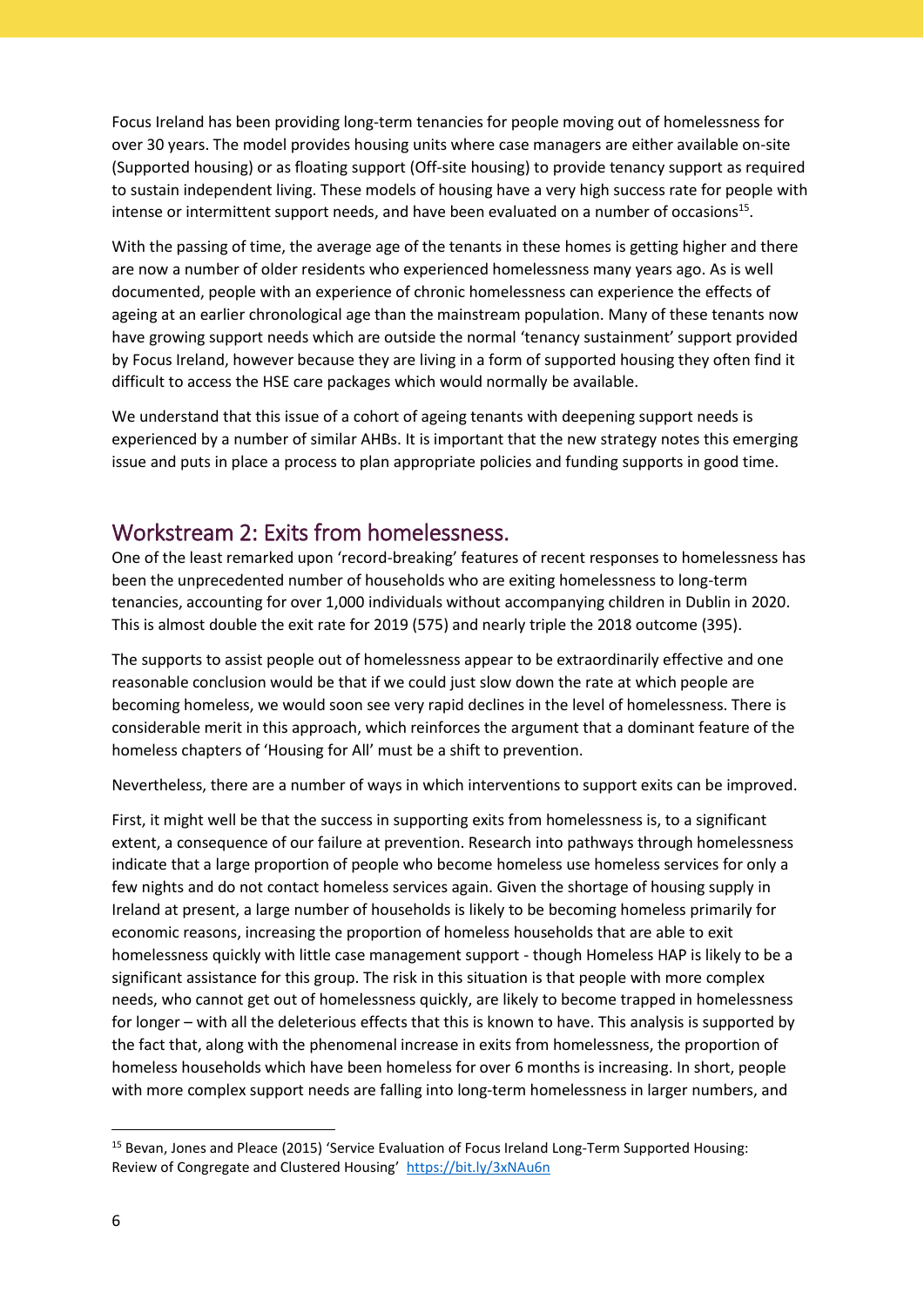Focus Ireland has been providing long-term tenancies for people moving out of homelessness for over 30 years. The model provides housing units where case managers are either available on-site (Supported housing) or as floating support (Off-site housing) to provide tenancy support as required to sustain independent living. These models of housing have a very high success rate for people with intense or intermittent support needs, and have been evaluated on a number of occasions[15].

With the passing of time, the average age of the tenants in these homes is getting higher and there are now a number of older residents who experienced homelessness many years ago. As is well documented, people with an experience of chronic homelessness can experience the effects of ageing at an earlier chronological age than the mainstream population. Many of these tenants now have growing support needs which are outside the normal 'tenancy sustainment' support provided by Focus Ireland, however because they are living in a form of supported housing they often find it difficult to access the HSE care packages which would normally be available.

We understand that this issue of a cohort of ageing tenants with deepening support needs is experienced by a number of similar AHBs. It is important that the new strategy notes this emerging issue and puts in place a process to plan appropriate policies and funding supports in good time.

## Workstream 2: Exits from homelessness.

One of the least remarked upon 'record-breaking' features of recent responses to homelessness has been the unprecedented number of households who are exiting homelessness to long-term tenancies, accounting for over 1,000 individuals without accompanying children in Dublin in 2020. This is almost double the exit rate for 2019 (575) and nearly triple the 2018 outcome (395).

The supports to assist people out of homelessness appear to be extraordinarily effective and one reasonable conclusion would be that if we could just slow down the rate at which people are becoming homeless, we would soon see very rapid declines in the level of homelessness. There is considerable merit in this approach, which reinforces the argument that a dominant feature of the homeless chapters of 'Housing for All' must be a shift to prevention.

Nevertheless, there are a number of ways in which interventions to support exits can be improved.

First, it might well be that the success in supporting exits from homelessness is, to a significant extent, a consequence of our failure at prevention. Research into pathways through homelessness indicate that a large proportion of people who become homeless use homeless services for only a few nights and do not contact homeless services again. Given the shortage of housing supply in Ireland at present, a large number of households is likely to be becoming homeless primarily for economic reasons, increasing the proportion of homeless households that are able to exit homelessness quickly with little case management support - though Homeless HAP is likely to be a significant assistance for this group. The risk in this situation is that people with more complex needs, who cannot get out of homelessness quickly, are likely to become trapped in homelessness for longer – with all the deleterious effects that this is known to have. This analysis is supported by the fact that, along with the phenomenal increase in exits from homelessness, the proportion of homeless households which have been homeless for over 6 months is increasing. In short, people with more complex support needs are falling into long-term homelessness in larger numbers, and

[15] Bevan, Jones and Pleace (2015) 'Service Evaluation of Focus Ireland Long-Term Supported Housing: Review of Congregate and Clustered Housing' https://bit.ly/3xNAu6n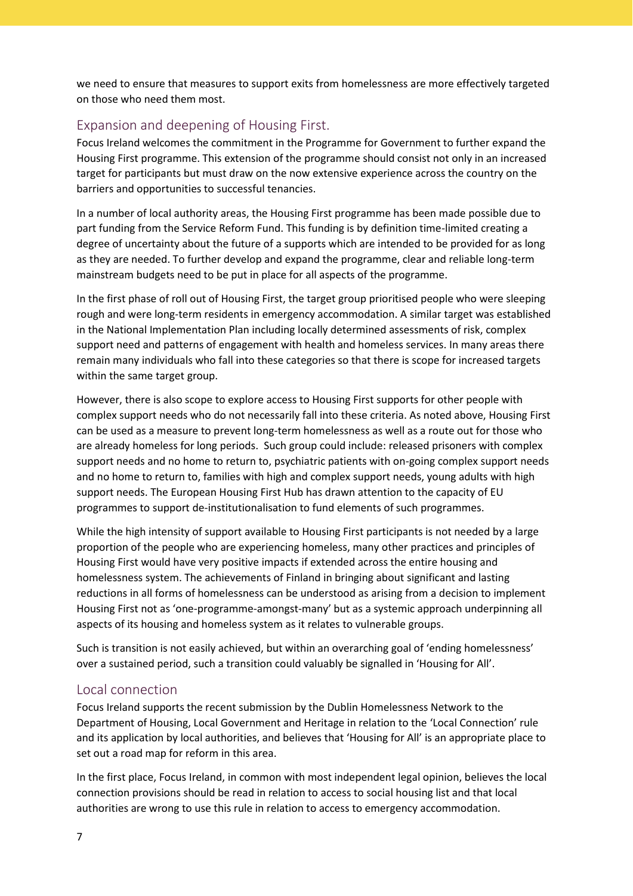we need to ensure that measures to support exits from homelessness are more effectively targeted on those who need them most.

## Expansion and deepening of Housing First.

Focus Ireland welcomes the commitment in the Programme for Government to further expand the Housing First programme. This extension of the programme should consist not only in an increased target for participants but must draw on the now extensive experience across the country on the barriers and opportunities to successful tenancies.

In a number of local authority areas, the Housing First programme has been made possible due to part funding from the Service Reform Fund. This funding is by definition time-limited creating a degree of uncertainty about the future of a supports which are intended to be provided for as long as they are needed. To further develop and expand the programme, clear and reliable long-term mainstream budgets need to be put in place for all aspects of the programme.

In the first phase of roll out of Housing First, the target group prioritised people who were sleeping rough and were long-term residents in emergency accommodation. A similar target was established in the National Implementation Plan including locally determined assessments of risk, complex support need and patterns of engagement with health and homeless services. In many areas there remain many individuals who fall into these categories so that there is scope for increased targets within the same target group.

However, there is also scope to explore access to Housing First supports for other people with complex support needs who do not necessarily fall into these criteria. As noted above, Housing First can be used as a measure to prevent long-term homelessness as well as a route out for those who are already homeless for long periods. Such group could include: released prisoners with complex support needs and no home to return to, psychiatric patients with on-going complex support needs and no home to return to, families with high and complex support needs, young adults with high support needs. The European Housing First Hub has drawn attention to the capacity of EU programmes to support de-institutionalisation to fund elements of such programmes.

While the high intensity of support available to Housing First participants is not needed by a large proportion of the people who are experiencing homeless, many other practices and principles of Housing First would have very positive impacts if extended across the entire housing and homelessness system. The achievements of Finland in bringing about significant and lasting reductions in all forms of homelessness can be understood as arising from a decision to implement Housing First not as 'one-programme-amongst-many' but as a systemic approach underpinning all aspects of its housing and homeless system as it relates to vulnerable groups.

Such is transition is not easily achieved, but within an overarching goal of 'ending homelessness' over a sustained period, such a transition could valuably be signalled in 'Housing for All'.

## Local connection

Focus Ireland supports the recent submission by the Dublin Homelessness Network to the Department of Housing, Local Government and Heritage in relation to the 'Local Connection' rule and its application by local authorities, and believes that 'Housing for All' is an appropriate place to set out a road map for reform in this area.

In the first place, Focus Ireland, in common with most independent legal opinion, believes the local connection provisions should be read in relation to access to social housing list and that local authorities are wrong to use this rule in relation to access to emergency accommodation.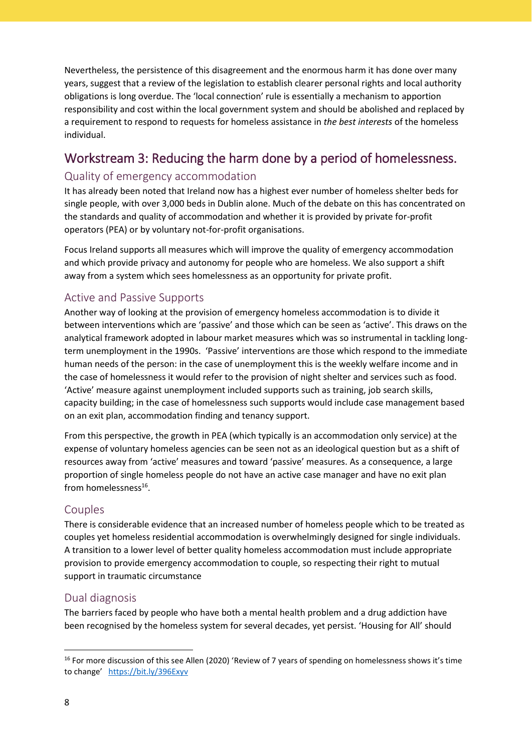Nevertheless, the persistence of this disagreement and the enormous harm it has done over many years, suggest that a review of the legislation to establish clearer personal rights and local authority obligations is long overdue. The 'local connection' rule is essentially a mechanism to apportion responsibility and cost within the local government system and should be abolished and replaced by a requirement to respond to requests for homeless assistance in *the best interests* of the homeless individual.

## Workstream 3: Reducing the harm done by a period of homelessness.

### Quality of emergency accommodation

It has already been noted that Ireland now has a highest ever number of homeless shelter beds for single people, with over 3,000 beds in Dublin alone. Much of the debate on this has concentrated on the standards and quality of accommodation and whether it is provided by private for-profit operators (PEA) or by voluntary not-for-profit organisations.

Focus Ireland supports all measures which will improve the quality of emergency accommodation and which provide privacy and autonomy for people who are homeless. We also support a shift away from a system which sees homelessness as an opportunity for private profit.

### Active and Passive Supports

Another way of looking at the provision of emergency homeless accommodation is to divide it between interventions which are 'passive' and those which can be seen as 'active'. This draws on the analytical framework adopted in labour market measures which was so instrumental in tackling long-term unemployment in the 1990s. 'Passive' interventions are those which respond to the immediate human needs of the person: in the case of unemployment this is the weekly welfare income and in the case of homelessness it would refer to the provision of night shelter and services such as food. 'Active' measure against unemployment included supports such as training, job search skills, capacity building; in the case of homelessness such supports would include case management based on an exit plan, accommodation finding and tenancy support.

From this perspective, the growth in PEA (which typically is an accommodation only service) at the expense of voluntary homeless agencies can be seen not as an ideological question but as a shift of resources away from 'active' measures and toward 'passive' measures. As a consequence, a large proportion of single homeless people do not have an active case manager and have no exit plan from homelessness[16].

### Couples

There is considerable evidence that an increased number of homeless people which to be treated as couples yet homeless residential accommodation is overwhelmingly designed for single individuals. A transition to a lower level of better quality homeless accommodation must include appropriate provision to provide emergency accommodation to couple, so respecting their right to mutual support in traumatic circumstance

### Dual diagnosis

The barriers faced by people who have both a mental health problem and a drug addiction have been recognised by the homeless system for several decades, yet persist. 'Housing for All' should

---

[16] For more discussion of this see Allen (2020) 'Review of 7 years of spending on homelessness shows it's time to change' https://bit.ly/396Exyv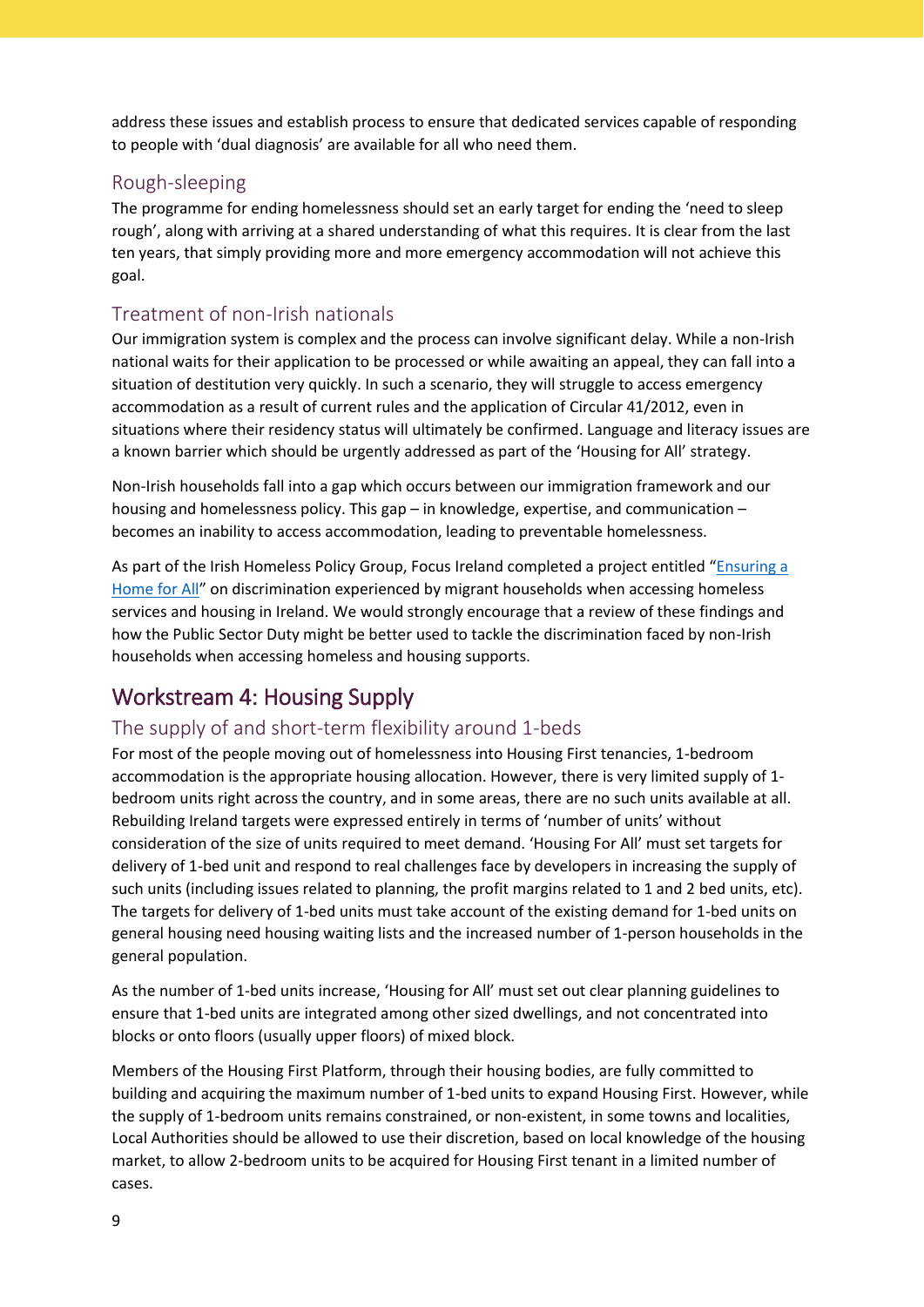address these issues and establish process to ensure that dedicated services capable of responding to people with 'dual diagnosis' are available for all who need them.

### Rough-sleeping

The programme for ending homelessness should set an early target for ending the 'need to sleep rough', along with arriving at a shared understanding of what this requires. It is clear from the last ten years, that simply providing more and more emergency accommodation will not achieve this goal.

### Treatment of non-Irish nationals

Our immigration system is complex and the process can involve significant delay. While a non-Irish national waits for their application to be processed or while awaiting an appeal, they can fall into a situation of destitution very quickly. In such a scenario, they will struggle to access emergency accommodation as a result of current rules and the application of Circular 41/2012, even in situations where their residency status will ultimately be confirmed. Language and literacy issues are a known barrier which should be urgently addressed as part of the 'Housing for All' strategy.

Non-Irish households fall into a gap which occurs between our immigration framework and our housing and homelessness policy. This gap – in knowledge, expertise, and communication – becomes an inability to access accommodation, leading to preventable homelessness.

As part of the Irish Homeless Policy Group, Focus Ireland completed a project entitled "Ensuring a Home for All" on discrimination experienced by migrant households when accessing homeless services and housing in Ireland. We would strongly encourage that a review of these findings and how the Public Sector Duty might be better used to tackle the discrimination faced by non-Irish households when accessing homeless and housing supports.

## Workstream 4: Housing Supply

### The supply of and short-term flexibility around 1-beds

For most of the people moving out of homelessness into Housing First tenancies, 1-bedroom accommodation is the appropriate housing allocation. However, there is very limited supply of 1-bedroom units right across the country, and in some areas, there are no such units available at all. Rebuilding Ireland targets were expressed entirely in terms of 'number of units' without consideration of the size of units required to meet demand. 'Housing For All' must set targets for delivery of 1-bed unit and respond to real challenges face by developers in increasing the supply of such units (including issues related to planning, the profit margins related to 1 and 2 bed units, etc). The targets for delivery of 1-bed units must take account of the existing demand for 1-bed units on general housing need housing waiting lists and the increased number of 1-person households in the general population.

As the number of 1-bed units increase, 'Housing for All' must set out clear planning guidelines to ensure that 1-bed units are integrated among other sized dwellings, and not concentrated into blocks or onto floors (usually upper floors) of mixed block.

Members of the Housing First Platform, through their housing bodies, are fully committed to building and acquiring the maximum number of 1-bed units to expand Housing First. However, while the supply of 1-bedroom units remains constrained, or non-existent, in some towns and localities, Local Authorities should be allowed to use their discretion, based on local knowledge of the housing market, to allow 2-bedroom units to be acquired for Housing First tenant in a limited number of cases.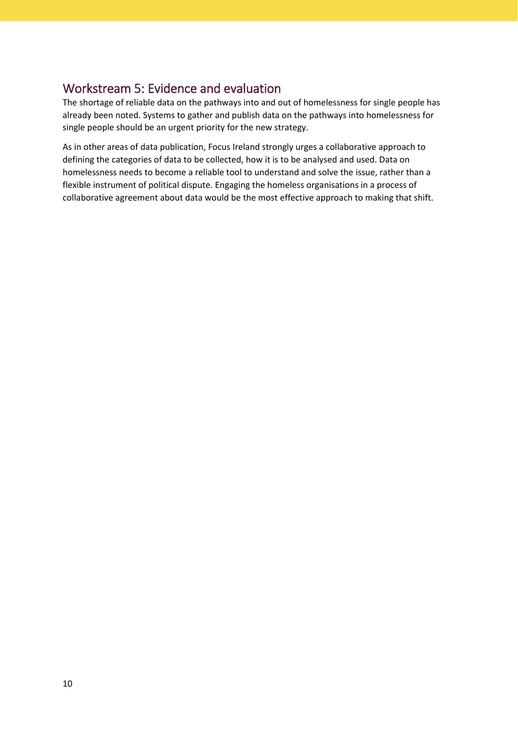## Workstream 5: Evidence and evaluation

The shortage of reliable data on the pathways into and out of homelessness for single people has already been noted. Systems to gather and publish data on the pathways into homelessness for single people should be an urgent priority for the new strategy.

As in other areas of data publication, Focus Ireland strongly urges a collaborative approach to defining the categories of data to be collected, how it is to be analysed and used. Data on homelessness needs to become a reliable tool to understand and solve the issue, rather than a flexible instrument of political dispute. Engaging the homeless organisations in a process of collaborative agreement about data would be the most effective approach to making that shift.